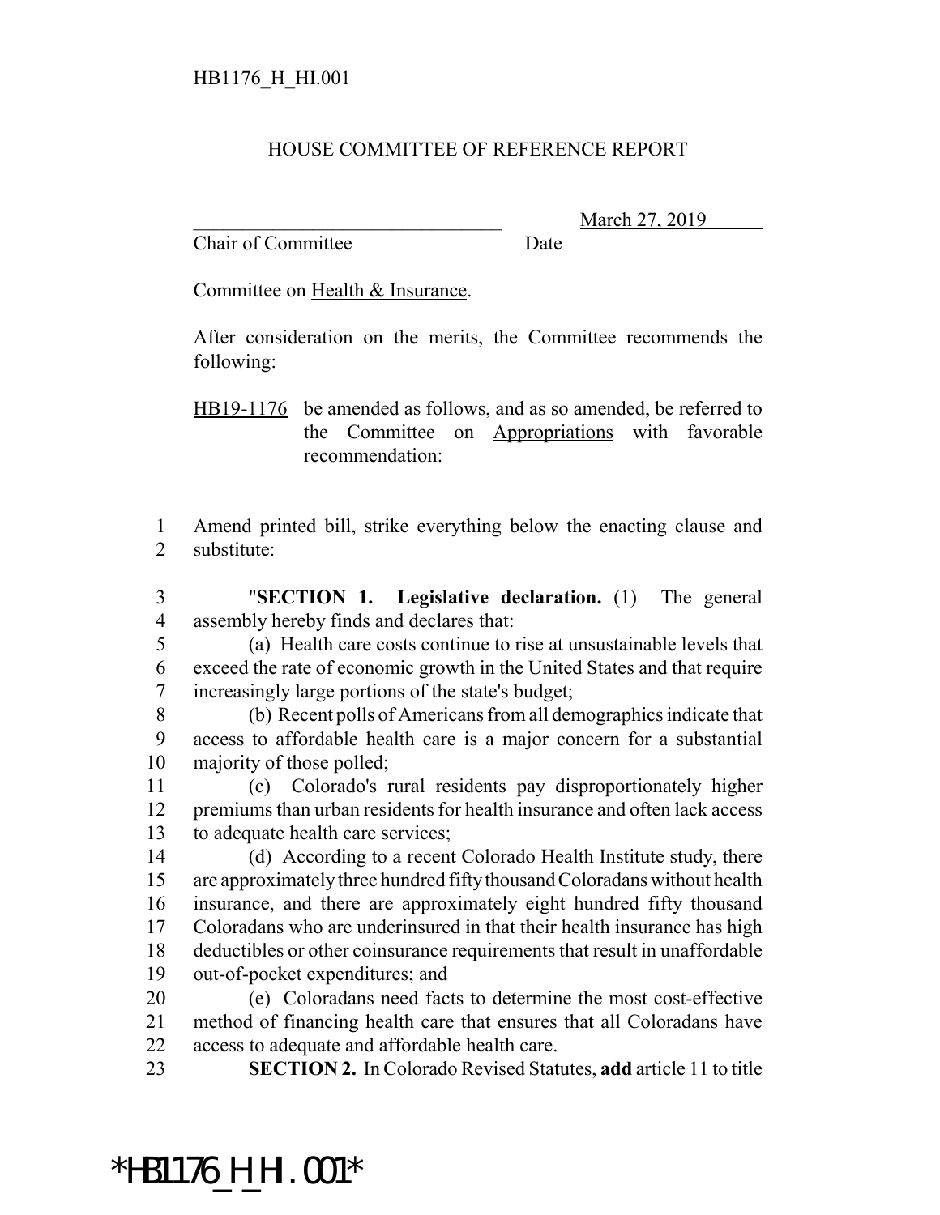HB1176_H_HI.001

HOUSE COMMITTEE OF REFERENCE REPORT

_______________________________ March 27, 2019

Chair of Committee Date

Committee on Health & Insurance.

After consideration on the merits, the Committee recommends the following:

HB19-1176 be amended as follows, and as so amended, be referred to the Committee on Appropriations with favorable recommendation:

1 Amend printed bill, strike everything below the enacting clause and
2 substitute:

3 "**SECTION 1. Legislative declaration.** (1) The general
4 assembly hereby finds and declares that:
5 (a) Health care costs continue to rise at unsustainable levels that
6 exceed the rate of economic growth in the United States and that require
7 increasingly large portions of the state's budget;
8 (b) Recent polls of Americans from all demographics indicate that
9 access to affordable health care is a major concern for a substantial
10 majority of those polled;
11 (c) Colorado's rural residents pay disproportionately higher
12 premiums than urban residents for health insurance and often lack access
13 to adequate health care services;
14 (d) According to a recent Colorado Health Institute study, there
15 are approximately three hundred fifty thousand Coloradans without health
16 insurance, and there are approximately eight hundred fifty thousand
17 Coloradans who are underinsured in that their health insurance has high
18 deductibles or other coinsurance requirements that result in unaffordable
19 out-of-pocket expenditures; and
20 (e) Coloradans need facts to determine the most cost-effective
21 method of financing health care that ensures that all Coloradans have
22 access to adequate and affordable health care.
23 **SECTION 2.** In Colorado Revised Statutes, **add** article 11 to title

*HB1176_H_HI.001*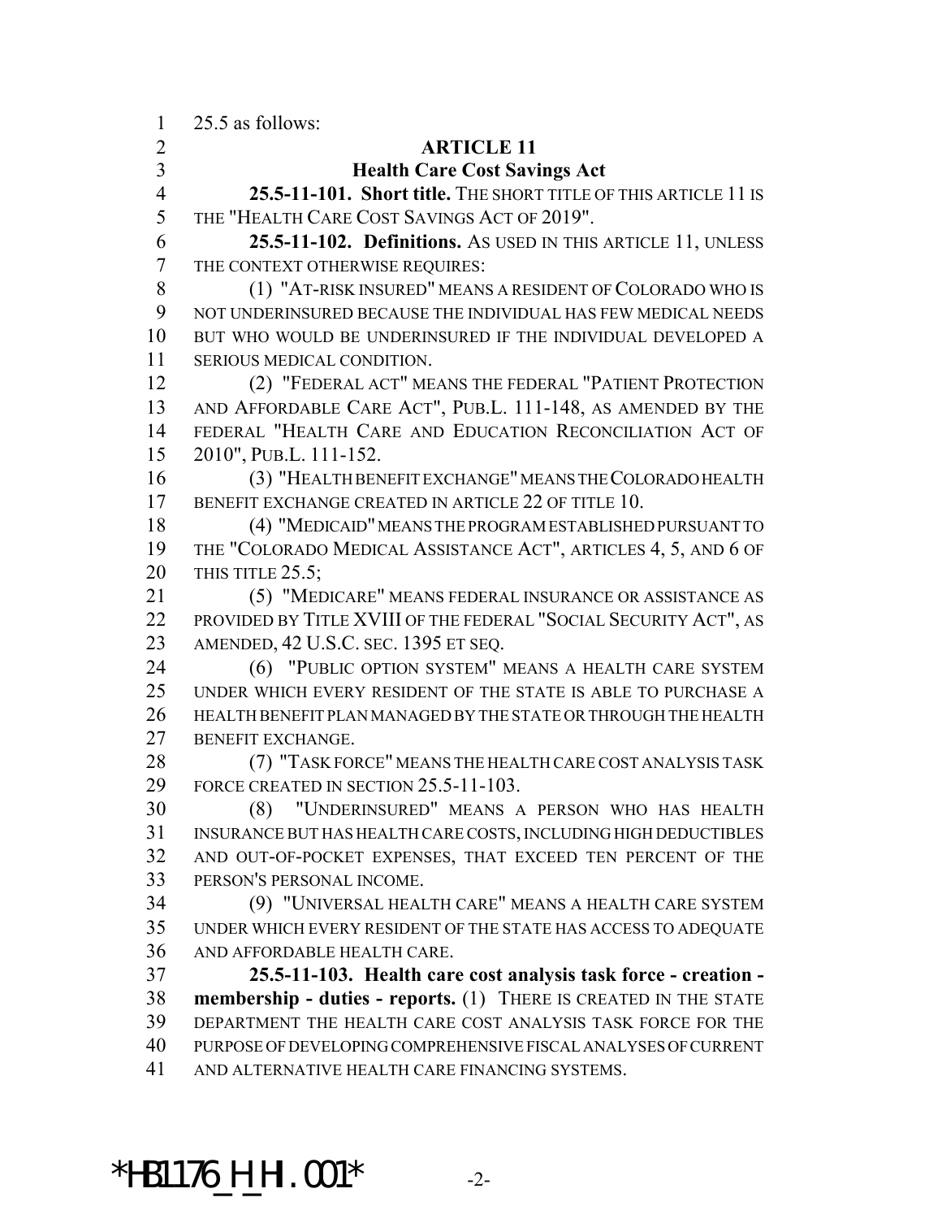25.5 as follows:

## ARTICLE 11

### Health Care Cost Savings Act

**25.5-11-101. Short title.** THE SHORT TITLE OF THIS ARTICLE 11 IS THE "HEALTH CARE COST SAVINGS ACT OF 2019".

**25.5-11-102. Definitions.** AS USED IN THIS ARTICLE 11, UNLESS THE CONTEXT OTHERWISE REQUIRES:

(1) "AT-RISK INSURED" MEANS A RESIDENT OF COLORADO WHO IS NOT UNDERINSURED BECAUSE THE INDIVIDUAL HAS FEW MEDICAL NEEDS BUT WHO WOULD BE UNDERINSURED IF THE INDIVIDUAL DEVELOPED A SERIOUS MEDICAL CONDITION.

(2) "FEDERAL ACT" MEANS THE FEDERAL "PATIENT PROTECTION AND AFFORDABLE CARE ACT", PUB.L. 111-148, AS AMENDED BY THE FEDERAL "HEALTH CARE AND EDUCATION RECONCILIATION ACT OF 2010", PUB.L. 111-152.

(3) "HEALTH BENEFIT EXCHANGE" MEANS THE COLORADO HEALTH BENEFIT EXCHANGE CREATED IN ARTICLE 22 OF TITLE 10.

(4) "MEDICAID" MEANS THE PROGRAM ESTABLISHED PURSUANT TO THE "COLORADO MEDICAL ASSISTANCE ACT", ARTICLES 4, 5, AND 6 OF THIS TITLE 25.5;

(5) "MEDICARE" MEANS FEDERAL INSURANCE OR ASSISTANCE AS PROVIDED BY TITLE XVIII OF THE FEDERAL "SOCIAL SECURITY ACT", AS AMENDED, 42 U.S.C. SEC. 1395 ET SEQ.

(6) "PUBLIC OPTION SYSTEM" MEANS A HEALTH CARE SYSTEM UNDER WHICH EVERY RESIDENT OF THE STATE IS ABLE TO PURCHASE A HEALTH BENEFIT PLAN MANAGED BY THE STATE OR THROUGH THE HEALTH BENEFIT EXCHANGE.

(7) "TASK FORCE" MEANS THE HEALTH CARE COST ANALYSIS TASK FORCE CREATED IN SECTION 25.5-11-103.

(8) "UNDERINSURED" MEANS A PERSON WHO HAS HEALTH INSURANCE BUT HAS HEALTH CARE COSTS, INCLUDING HIGH DEDUCTIBLES AND OUT-OF-POCKET EXPENSES, THAT EXCEED TEN PERCENT OF THE PERSON'S PERSONAL INCOME.

(9) "UNIVERSAL HEALTH CARE" MEANS A HEALTH CARE SYSTEM UNDER WHICH EVERY RESIDENT OF THE STATE HAS ACCESS TO ADEQUATE AND AFFORDABLE HEALTH CARE.

**25.5-11-103. Health care cost analysis task force - creation - membership - duties - reports.** (1) THERE IS CREATED IN THE STATE DEPARTMENT THE HEALTH CARE COST ANALYSIS TASK FORCE FOR THE PURPOSE OF DEVELOPING COMPREHENSIVE FISCAL ANALYSES OF CURRENT AND ALTERNATIVE HEALTH CARE FINANCING SYSTEMS.

*HB1176_H_HI.001*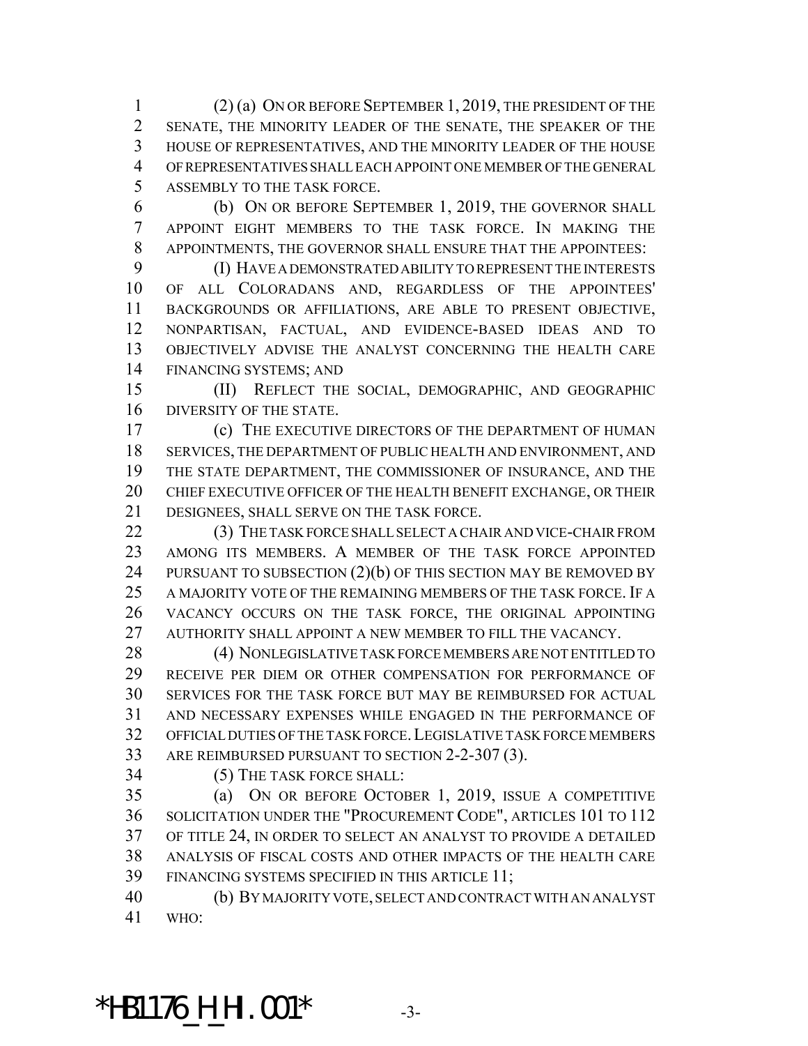(2) (a) ON OR BEFORE SEPTEMBER 1, 2019, THE PRESIDENT OF THE SENATE, THE MINORITY LEADER OF THE SENATE, THE SPEAKER OF THE HOUSE OF REPRESENTATIVES, AND THE MINORITY LEADER OF THE HOUSE OF REPRESENTATIVES SHALL EACH APPOINT ONE MEMBER OF THE GENERAL ASSEMBLY TO THE TASK FORCE.

(b) ON OR BEFORE SEPTEMBER 1, 2019, THE GOVERNOR SHALL APPOINT EIGHT MEMBERS TO THE TASK FORCE. IN MAKING THE APPOINTMENTS, THE GOVERNOR SHALL ENSURE THAT THE APPOINTEES:

(I) HAVE A DEMONSTRATED ABILITY TO REPRESENT THE INTERESTS OF ALL COLORADANS AND, REGARDLESS OF THE APPOINTEES' BACKGROUNDS OR AFFILIATIONS, ARE ABLE TO PRESENT OBJECTIVE, NONPARTISAN, FACTUAL, AND EVIDENCE-BASED IDEAS AND TO OBJECTIVELY ADVISE THE ANALYST CONCERNING THE HEALTH CARE FINANCING SYSTEMS; AND

(II) REFLECT THE SOCIAL, DEMOGRAPHIC, AND GEOGRAPHIC DIVERSITY OF THE STATE.

(c) THE EXECUTIVE DIRECTORS OF THE DEPARTMENT OF HUMAN SERVICES, THE DEPARTMENT OF PUBLIC HEALTH AND ENVIRONMENT, AND THE STATE DEPARTMENT, THE COMMISSIONER OF INSURANCE, AND THE CHIEF EXECUTIVE OFFICER OF THE HEALTH BENEFIT EXCHANGE, OR THEIR DESIGNEES, SHALL SERVE ON THE TASK FORCE.

(3) THE TASK FORCE SHALL SELECT A CHAIR AND VICE-CHAIR FROM AMONG ITS MEMBERS. A MEMBER OF THE TASK FORCE APPOINTED PURSUANT TO SUBSECTION (2)(b) OF THIS SECTION MAY BE REMOVED BY A MAJORITY VOTE OF THE REMAINING MEMBERS OF THE TASK FORCE. IF A VACANCY OCCURS ON THE TASK FORCE, THE ORIGINAL APPOINTING AUTHORITY SHALL APPOINT A NEW MEMBER TO FILL THE VACANCY.

(4) NONLEGISLATIVE TASK FORCE MEMBERS ARE NOT ENTITLED TO RECEIVE PER DIEM OR OTHER COMPENSATION FOR PERFORMANCE OF SERVICES FOR THE TASK FORCE BUT MAY BE REIMBURSED FOR ACTUAL AND NECESSARY EXPENSES WHILE ENGAGED IN THE PERFORMANCE OF OFFICIAL DUTIES OF THE TASK FORCE. LEGISLATIVE TASK FORCE MEMBERS ARE REIMBURSED PURSUANT TO SECTION 2-2-307 (3).

(5) THE TASK FORCE SHALL:

(a) ON OR BEFORE OCTOBER 1, 2019, ISSUE A COMPETITIVE SOLICITATION UNDER THE "PROCUREMENT CODE", ARTICLES 101 TO 112 OF TITLE 24, IN ORDER TO SELECT AN ANALYST TO PROVIDE A DETAILED ANALYSIS OF FISCAL COSTS AND OTHER IMPACTS OF THE HEALTH CARE FINANCING SYSTEMS SPECIFIED IN THIS ARTICLE 11;

(b) BY MAJORITY VOTE, SELECT AND CONTRACT WITH AN ANALYST WHO: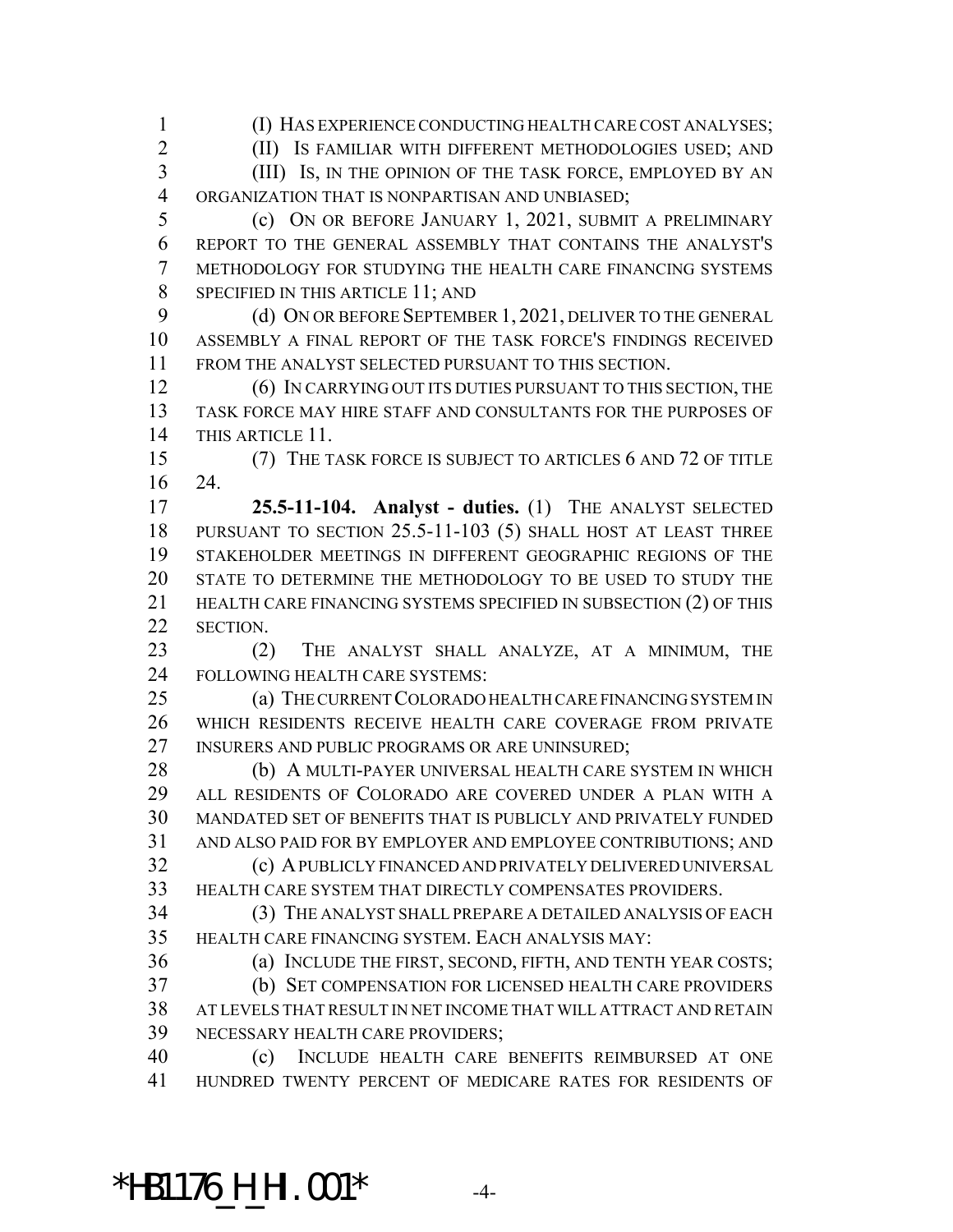(I) HAS EXPERIENCE CONDUCTING HEALTH CARE COST ANALYSES;

(II) IS FAMILIAR WITH DIFFERENT METHODOLOGIES USED; AND

(III) IS, IN THE OPINION OF THE TASK FORCE, EMPLOYED BY AN ORGANIZATION THAT IS NONPARTISAN AND UNBIASED;

(c) ON OR BEFORE JANUARY 1, 2021, SUBMIT A PRELIMINARY REPORT TO THE GENERAL ASSEMBLY THAT CONTAINS THE ANALYST'S METHODOLOGY FOR STUDYING THE HEALTH CARE FINANCING SYSTEMS SPECIFIED IN THIS ARTICLE 11; AND

(d) ON OR BEFORE SEPTEMBER 1, 2021, DELIVER TO THE GENERAL ASSEMBLY A FINAL REPORT OF THE TASK FORCE'S FINDINGS RECEIVED FROM THE ANALYST SELECTED PURSUANT TO THIS SECTION.

(6) IN CARRYING OUT ITS DUTIES PURSUANT TO THIS SECTION, THE TASK FORCE MAY HIRE STAFF AND CONSULTANTS FOR THE PURPOSES OF THIS ARTICLE 11.

(7) THE TASK FORCE IS SUBJECT TO ARTICLES 6 AND 72 OF TITLE 24.

**25.5-11-104. Analyst - duties.** (1) THE ANALYST SELECTED PURSUANT TO SECTION 25.5-11-103 (5) SHALL HOST AT LEAST THREE STAKEHOLDER MEETINGS IN DIFFERENT GEOGRAPHIC REGIONS OF THE STATE TO DETERMINE THE METHODOLOGY TO BE USED TO STUDY THE HEALTH CARE FINANCING SYSTEMS SPECIFIED IN SUBSECTION (2) OF THIS SECTION.

(2) THE ANALYST SHALL ANALYZE, AT A MINIMUM, THE FOLLOWING HEALTH CARE SYSTEMS:

(a) THE CURRENT COLORADO HEALTH CARE FINANCING SYSTEM IN WHICH RESIDENTS RECEIVE HEALTH CARE COVERAGE FROM PRIVATE INSURERS AND PUBLIC PROGRAMS OR ARE UNINSURED;

(b) A MULTI-PAYER UNIVERSAL HEALTH CARE SYSTEM IN WHICH ALL RESIDENTS OF COLORADO ARE COVERED UNDER A PLAN WITH A MANDATED SET OF BENEFITS THAT IS PUBLICLY AND PRIVATELY FUNDED AND ALSO PAID FOR BY EMPLOYER AND EMPLOYEE CONTRIBUTIONS; AND

(c) A PUBLICLY FINANCED AND PRIVATELY DELIVERED UNIVERSAL HEALTH CARE SYSTEM THAT DIRECTLY COMPENSATES PROVIDERS.

(3) THE ANALYST SHALL PREPARE A DETAILED ANALYSIS OF EACH HEALTH CARE FINANCING SYSTEM. EACH ANALYSIS MAY:

(a) INCLUDE THE FIRST, SECOND, FIFTH, AND TENTH YEAR COSTS;

(b) SET COMPENSATION FOR LICENSED HEALTH CARE PROVIDERS AT LEVELS THAT RESULT IN NET INCOME THAT WILL ATTRACT AND RETAIN NECESSARY HEALTH CARE PROVIDERS;

(c) INCLUDE HEALTH CARE BENEFITS REIMBURSED AT ONE HUNDRED TWENTY PERCENT OF MEDICARE RATES FOR RESIDENTS OF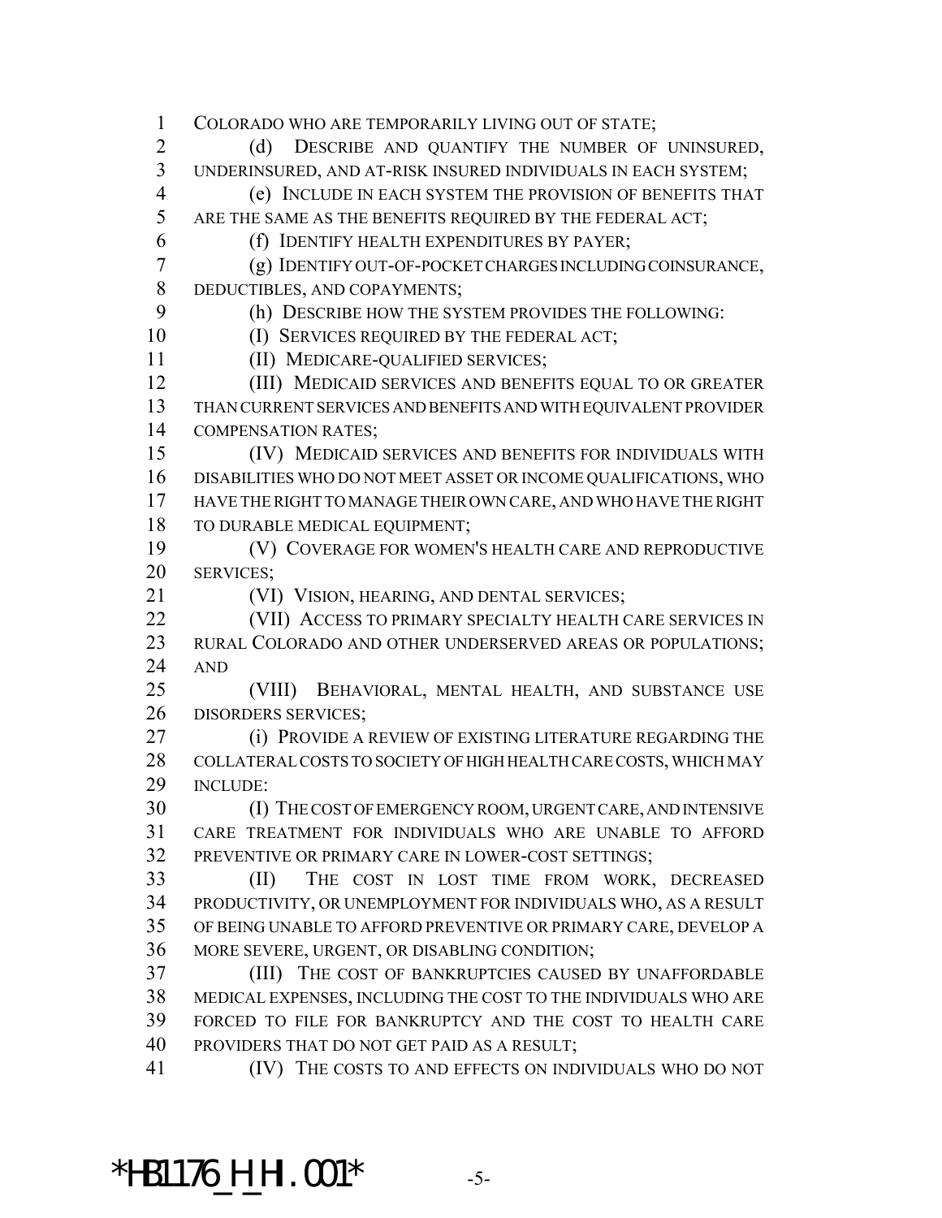COLORADO WHO ARE TEMPORARILY LIVING OUT OF STATE;

(d) DESCRIBE AND QUANTIFY THE NUMBER OF UNINSURED, UNDERINSURED, AND AT-RISK INSURED INDIVIDUALS IN EACH SYSTEM;

(e) INCLUDE IN EACH SYSTEM THE PROVISION OF BENEFITS THAT ARE THE SAME AS THE BENEFITS REQUIRED BY THE FEDERAL ACT;

(f) IDENTIFY HEALTH EXPENDITURES BY PAYER;

(g) IDENTIFY OUT-OF-POCKET CHARGES INCLUDING COINSURANCE, DEDUCTIBLES, AND COPAYMENTS;

(h) DESCRIBE HOW THE SYSTEM PROVIDES THE FOLLOWING:

(I) SERVICES REQUIRED BY THE FEDERAL ACT;

(II) MEDICARE-QUALIFIED SERVICES;

(III) MEDICAID SERVICES AND BENEFITS EQUAL TO OR GREATER THAN CURRENT SERVICES AND BENEFITS AND WITH EQUIVALENT PROVIDER COMPENSATION RATES;

(IV) MEDICAID SERVICES AND BENEFITS FOR INDIVIDUALS WITH DISABILITIES WHO DO NOT MEET ASSET OR INCOME QUALIFICATIONS, WHO HAVE THE RIGHT TO MANAGE THEIR OWN CARE, AND WHO HAVE THE RIGHT TO DURABLE MEDICAL EQUIPMENT;

(V) COVERAGE FOR WOMEN'S HEALTH CARE AND REPRODUCTIVE SERVICES;

(VI) VISION, HEARING, AND DENTAL SERVICES;

(VII) ACCESS TO PRIMARY SPECIALTY HEALTH CARE SERVICES IN RURAL COLORADO AND OTHER UNDERSERVED AREAS OR POPULATIONS; AND

(VIII) BEHAVIORAL, MENTAL HEALTH, AND SUBSTANCE USE DISORDERS SERVICES;

(i) PROVIDE A REVIEW OF EXISTING LITERATURE REGARDING THE COLLATERAL COSTS TO SOCIETY OF HIGH HEALTH CARE COSTS, WHICH MAY INCLUDE:

(I) THE COST OF EMERGENCY ROOM, URGENT CARE, AND INTENSIVE CARE TREATMENT FOR INDIVIDUALS WHO ARE UNABLE TO AFFORD PREVENTIVE OR PRIMARY CARE IN LOWER-COST SETTINGS;

(II) THE COST IN LOST TIME FROM WORK, DECREASED PRODUCTIVITY, OR UNEMPLOYMENT FOR INDIVIDUALS WHO, AS A RESULT OF BEING UNABLE TO AFFORD PREVENTIVE OR PRIMARY CARE, DEVELOP A MORE SEVERE, URGENT, OR DISABLING CONDITION;

(III) THE COST OF BANKRUPTCIES CAUSED BY UNAFFORDABLE MEDICAL EXPENSES, INCLUDING THE COST TO THE INDIVIDUALS WHO ARE FORCED TO FILE FOR BANKRUPTCY AND THE COST TO HEALTH CARE PROVIDERS THAT DO NOT GET PAID AS A RESULT;

(IV) THE COSTS TO AND EFFECTS ON INDIVIDUALS WHO DO NOT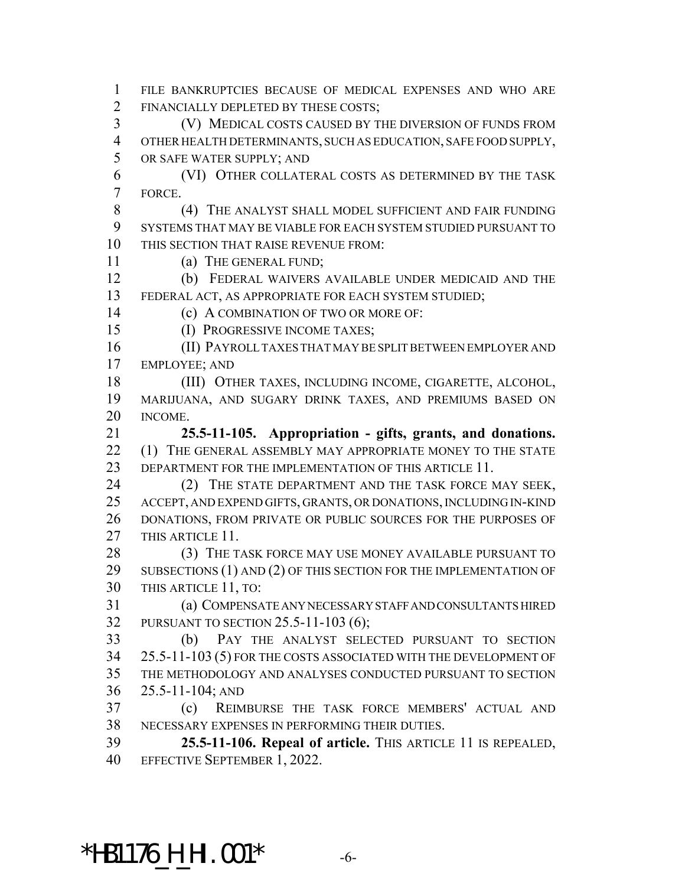FILE BANKRUPTCIES BECAUSE OF MEDICAL EXPENSES AND WHO ARE FINANCIALLY DEPLETED BY THESE COSTS;

(V) MEDICAL COSTS CAUSED BY THE DIVERSION OF FUNDS FROM OTHER HEALTH DETERMINANTS, SUCH AS EDUCATION, SAFE FOOD SUPPLY, OR SAFE WATER SUPPLY; AND

(VI) OTHER COLLATERAL COSTS AS DETERMINED BY THE TASK FORCE.

(4) THE ANALYST SHALL MODEL SUFFICIENT AND FAIR FUNDING SYSTEMS THAT MAY BE VIABLE FOR EACH SYSTEM STUDIED PURSUANT TO THIS SECTION THAT RAISE REVENUE FROM:

(a) THE GENERAL FUND;

(b) FEDERAL WAIVERS AVAILABLE UNDER MEDICAID AND THE FEDERAL ACT, AS APPROPRIATE FOR EACH SYSTEM STUDIED;

(c) A COMBINATION OF TWO OR MORE OF:

(I) PROGRESSIVE INCOME TAXES;

(II) PAYROLL TAXES THAT MAY BE SPLIT BETWEEN EMPLOYER AND EMPLOYEE; AND

(III) OTHER TAXES, INCLUDING INCOME, CIGARETTE, ALCOHOL, MARIJUANA, AND SUGARY DRINK TAXES, AND PREMIUMS BASED ON INCOME.

**25.5-11-105. Appropriation - gifts, grants, and donations.** (1) THE GENERAL ASSEMBLY MAY APPROPRIATE MONEY TO THE STATE DEPARTMENT FOR THE IMPLEMENTATION OF THIS ARTICLE 11.

(2) THE STATE DEPARTMENT AND THE TASK FORCE MAY SEEK, ACCEPT, AND EXPEND GIFTS, GRANTS, OR DONATIONS, INCLUDING IN-KIND DONATIONS, FROM PRIVATE OR PUBLIC SOURCES FOR THE PURPOSES OF THIS ARTICLE 11.

(3) THE TASK FORCE MAY USE MONEY AVAILABLE PURSUANT TO SUBSECTIONS (1) AND (2) OF THIS SECTION FOR THE IMPLEMENTATION OF THIS ARTICLE 11, TO:

(a) COMPENSATE ANY NECESSARY STAFF AND CONSULTANTS HIRED PURSUANT TO SECTION 25.5-11-103 (6);

(b) PAY THE ANALYST SELECTED PURSUANT TO SECTION 25.5-11-103 (5) FOR THE COSTS ASSOCIATED WITH THE DEVELOPMENT OF THE METHODOLOGY AND ANALYSES CONDUCTED PURSUANT TO SECTION 25.5-11-104; AND

(c) REIMBURSE THE TASK FORCE MEMBERS' ACTUAL AND NECESSARY EXPENSES IN PERFORMING THEIR DUTIES.

**25.5-11-106. Repeal of article.** THIS ARTICLE 11 IS REPEALED, EFFECTIVE SEPTEMBER 1, 2022.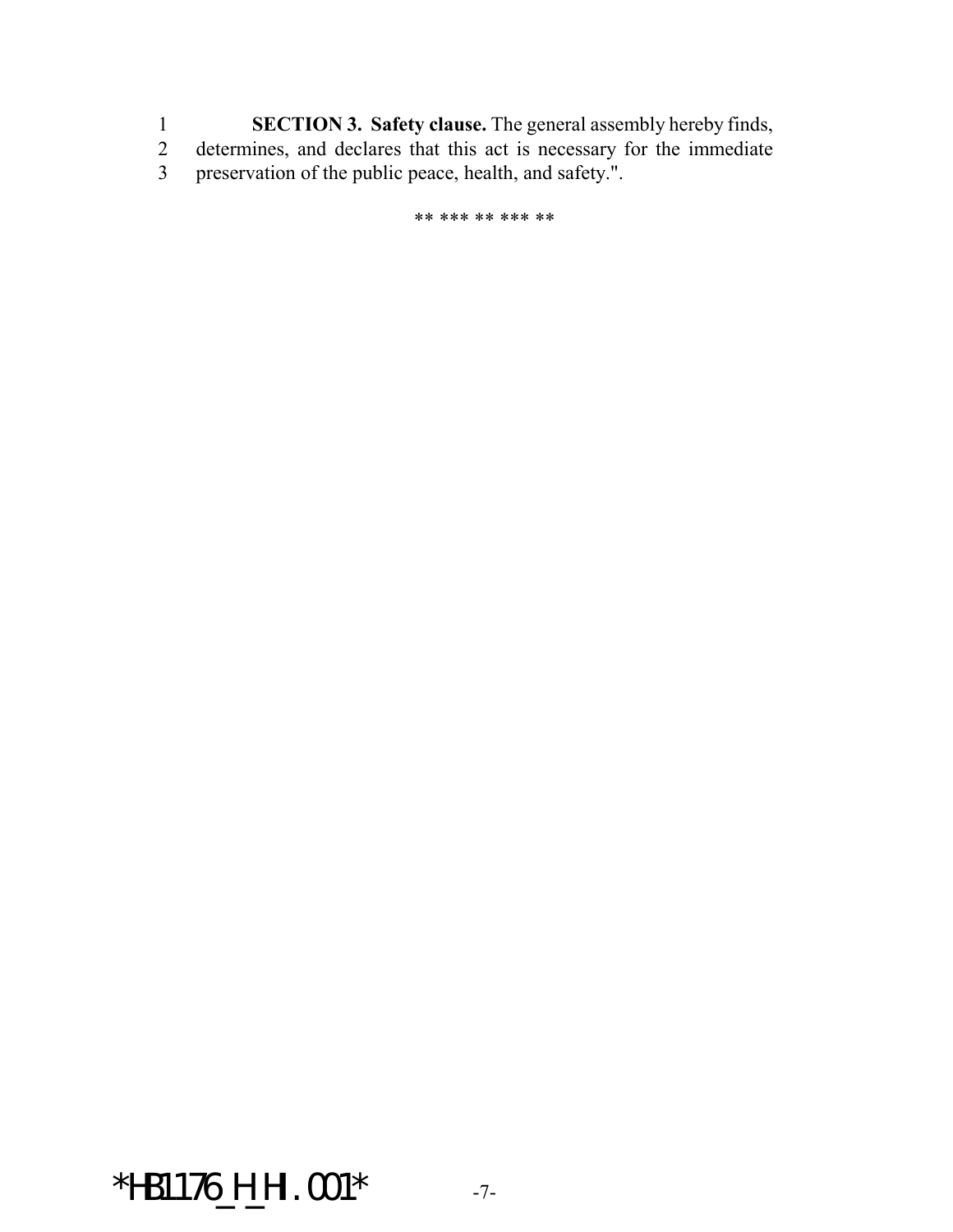**SECTION 3. Safety clause.** The general assembly hereby finds, determines, and declares that this act is necessary for the immediate preservation of the public peace, health, and safety.".

** *** ** *** **